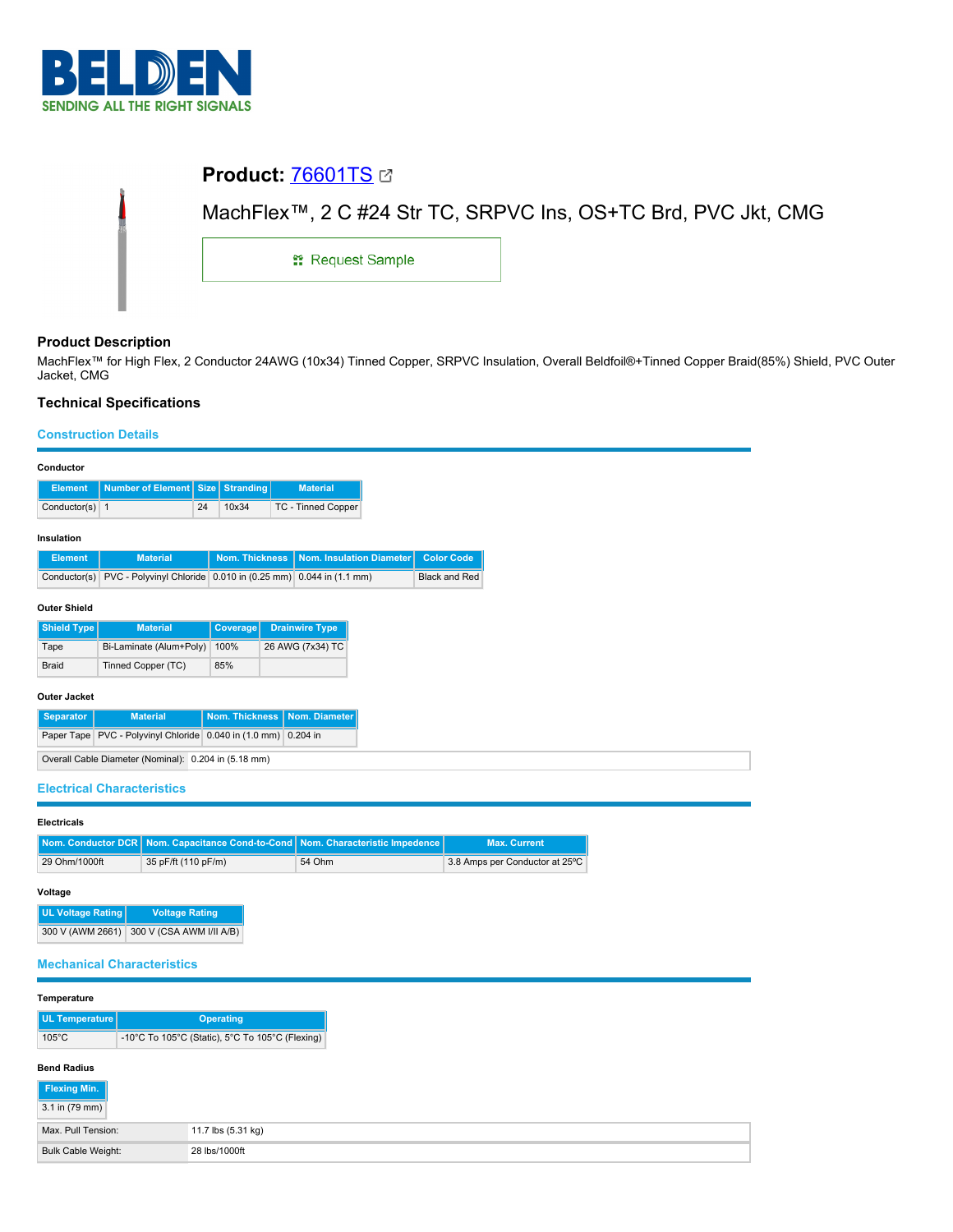# Product: 76601TS

MachFlex™, 2 C #24 Str TC, SRPVC Ins, OS+TC Brd, PVC Jkt, CMG

Request Sample

## Product Description

MachFlex™ for High Flex, 2 Conductor 24AWG (10x34) Tinned Copper, SRPVC Insulation, Overall Beldfoil®+Tinned Copper Braid(85%) Shield, PVC Outer Jacket, CMG

## Technical Specifications

### Construction Details

**Conductor**

| Element | Number of Element | Size | Stranding | Material |
|---|---|---|---|---|
| Conductor(s) | 1 | 24 | 10x34 | TC - Tinned Copper |

**Insulation**

| Element | Material | Nom. Thickness | Nom. Insulation Diameter | Color Code |
|---|---|---|---|---|
| Conductor(s) | PVC - Polyvinyl Chloride | 0.010 in (0.25 mm) | 0.044 in (1.1 mm) | Black and Red |

**Outer Shield**

| Shield Type | Material | Coverage | Drainwire Type |
|---|---|---|---|
| Tape | Bi-Laminate (Alum+Poly) | 100% | 26 AWG (7x34) TC |
| Braid | Tinned Copper (TC) | 85% | |

**Outer Jacket**

| Separator | Material | Nom. Thickness | Nom. Diameter |
|---|---|---|---|
| Paper Tape | PVC - Polyvinyl Chloride | 0.040 in (1.0 mm) | 0.204 in |

| | |
|---|---|
| Overall Cable Diameter (Nominal): | 0.204 in (5.18 mm) |

### Electrical Characteristics

**Electricals**

| Nom. Conductor DCR | Nom. Capacitance Cond-to-Cond | Nom. Characteristic Impedence | Max. Current |
|---|---|---|---|
| 29 Ohm/1000ft | 35 pF/ft (110 pF/m) | 54 Ohm | 3.8 Amps per Conductor at 25ºC |

**Voltage**

| UL Voltage Rating | Voltage Rating |
|---|---|
| 300 V (AWM 2661) | 300 V (CSA AWM I/II A/B) |

### Mechanical Characteristics

**Temperature**

| UL Temperature | Operating |
|---|---|
| 105°C | -10°C To 105°C (Static), 5°C To 105°C (Flexing) |

**Bend Radius**

| Flexing Min. |
|---|
| 3.1 in (79 mm) |

| | |
|---|---|
| Max. Pull Tension: | 11.7 lbs (5.31 kg) |
| Bulk Cable Weight: | 28 lbs/1000ft |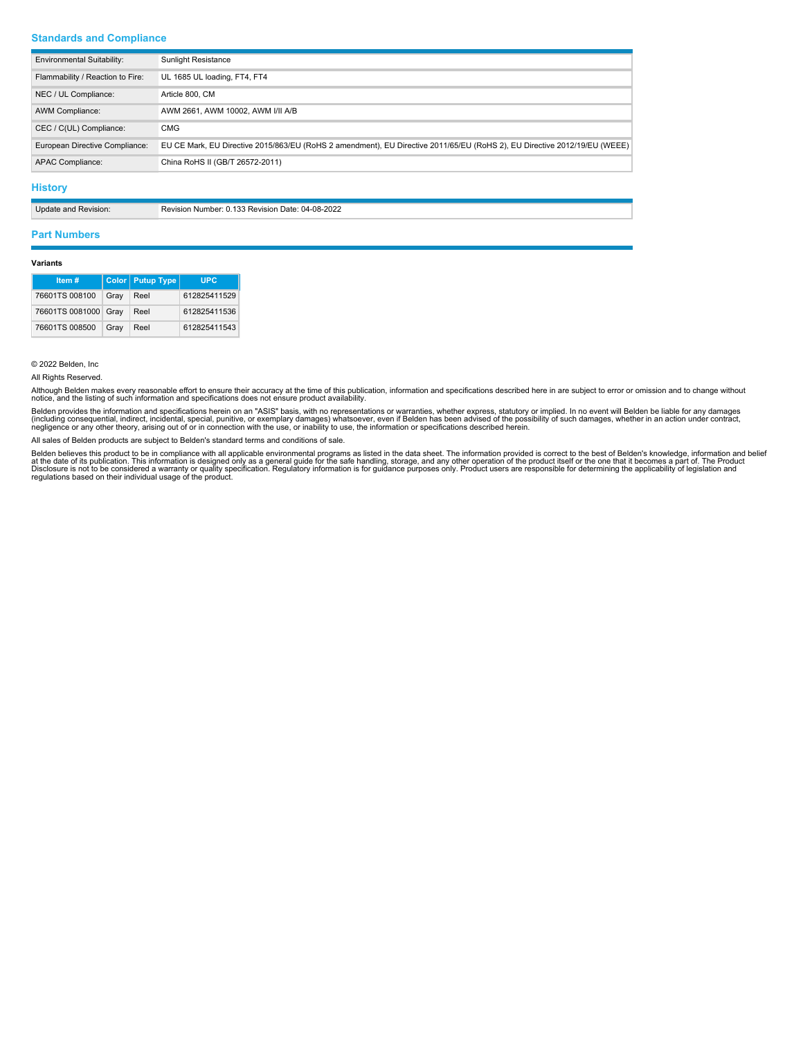## Standards and Compliance

| | |
|---|---|
| Environmental Suitability: | Sunlight Resistance |
| Flammability / Reaction to Fire: | UL 1685 UL loading, FT4, FT4 |
| NEC / UL Compliance: | Article 800, CM |
| AWM Compliance: | AWM 2661, AWM 10002, AWM I/II A/B |
| CEC / C(UL) Compliance: | CMG |
| European Directive Compliance: | EU CE Mark, EU Directive 2015/863/EU (RoHS 2 amendment), EU Directive 2011/65/EU (RoHS 2), EU Directive 2012/19/EU (WEEE) |
| APAC Compliance: | China RoHS II (GB/T 26572-2011) |

## History

| | |
|---|---|
| Update and Revision: | Revision Number: 0.133 Revision Date: 04-08-2022 |

## Part Numbers

**Variants**

| Item # | Color | Putup Type | UPC |
|---|---|---|---|
| 76601TS 008100 | Gray | Reel | 612825411529 |
| 76601TS 0081000 | Gray | Reel | 612825411536 |
| 76601TS 008500 | Gray | Reel | 612825411543 |

© 2022 Belden, Inc

All Rights Reserved.

Although Belden makes every reasonable effort to ensure their accuracy at the time of this publication, information and specifications described here in are subject to error or omission and to change without notice, and the listing of such information and specifications does not ensure product availability.

Belden provides the information and specifications herein on an "ASIS" basis, with no representations or warranties, whether express, statutory or implied. In no event will Belden be liable for any damages (including consequential, indirect, incidental, special, punitive, or exemplary damages) whatsoever, even if Belden has been advised of the possibility of such damages, whether in an action under contract, negligence or any other theory, arising out of or in connection with the use, or inability to use, the information or specifications described herein.

All sales of Belden products are subject to Belden's standard terms and conditions of sale.

Belden believes this product to be in compliance with all applicable environmental programs as listed in the data sheet. The information provided is correct to the best of Belden's knowledge, information and belief at the date of its publication. This information is designed only as a general guide for the safe handling, storage, and any other operation of the product itself or the one that it becomes a part of. The Product Disclosure is not to be considered a warranty or quality specification. Regulatory information is for guidance purposes only. Product users are responsible for determining the applicability of legislation and regulations based on their individual usage of the product.